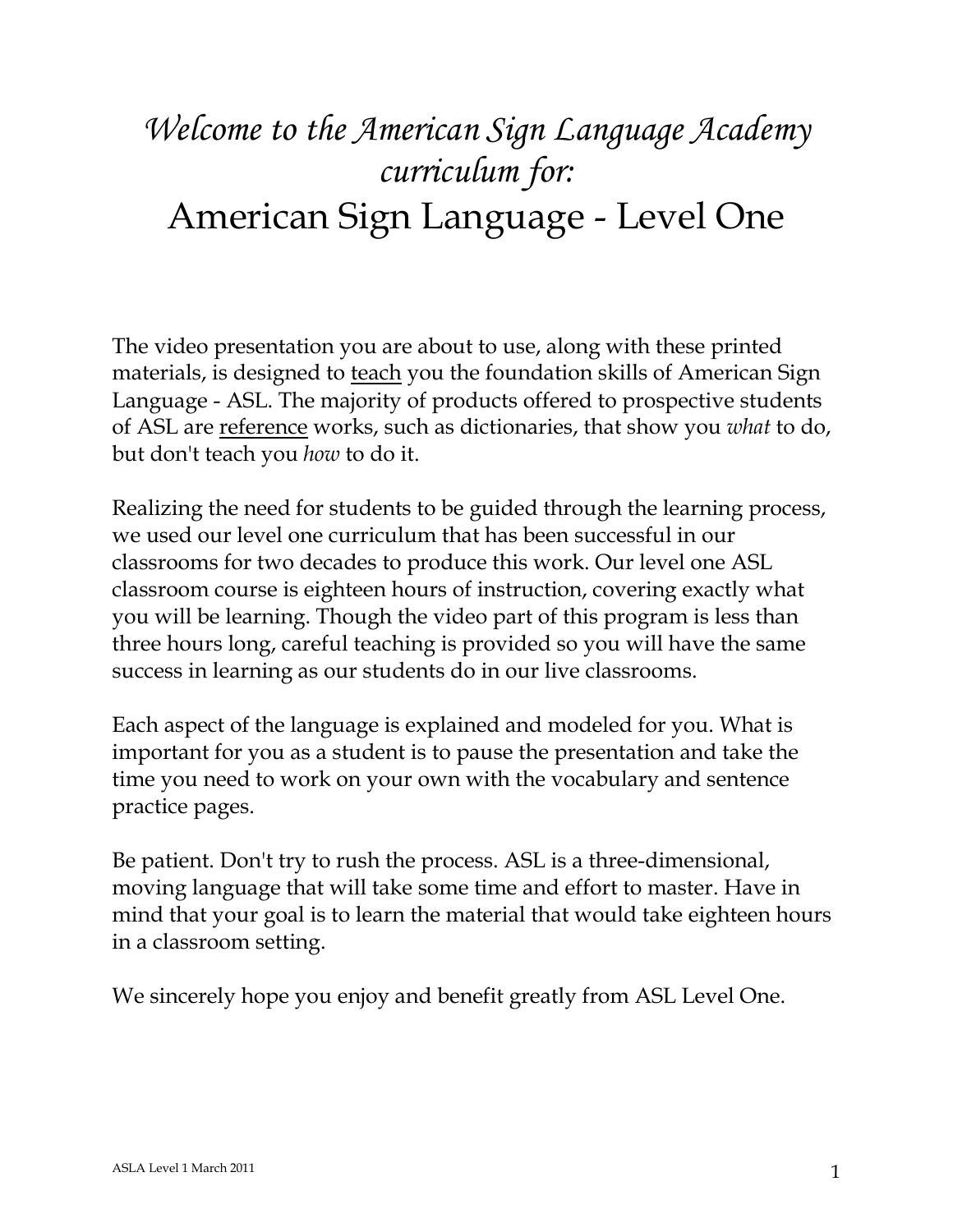# *Welcome to the American Sign Language Academy curriculum for:*
# American Sign Language - Level One

The video presentation you are about to use, along with these printed materials, is designed to <u>teach</u> you the foundation skills of American Sign Language - ASL. The majority of products offered to prospective students of ASL are <u>reference</u> works, such as dictionaries, that show you *what* to do, but don't teach you *how* to do it.

Realizing the need for students to be guided through the learning process, we used our level one curriculum that has been successful in our classrooms for two decades to produce this work. Our level one ASL classroom course is eighteen hours of instruction, covering exactly what you will be learning. Though the video part of this program is less than three hours long, careful teaching is provided so you will have the same success in learning as our students do in our live classrooms.

Each aspect of the language is explained and modeled for you. What is important for you as a student is to pause the presentation and take the time you need to work on your own with the vocabulary and sentence practice pages.

Be patient. Don't try to rush the process. ASL is a three-dimensional, moving language that will take some time and effort to master. Have in mind that your goal is to learn the material that would take eighteen hours in a classroom setting.

We sincerely hope you enjoy and benefit greatly from ASL Level One.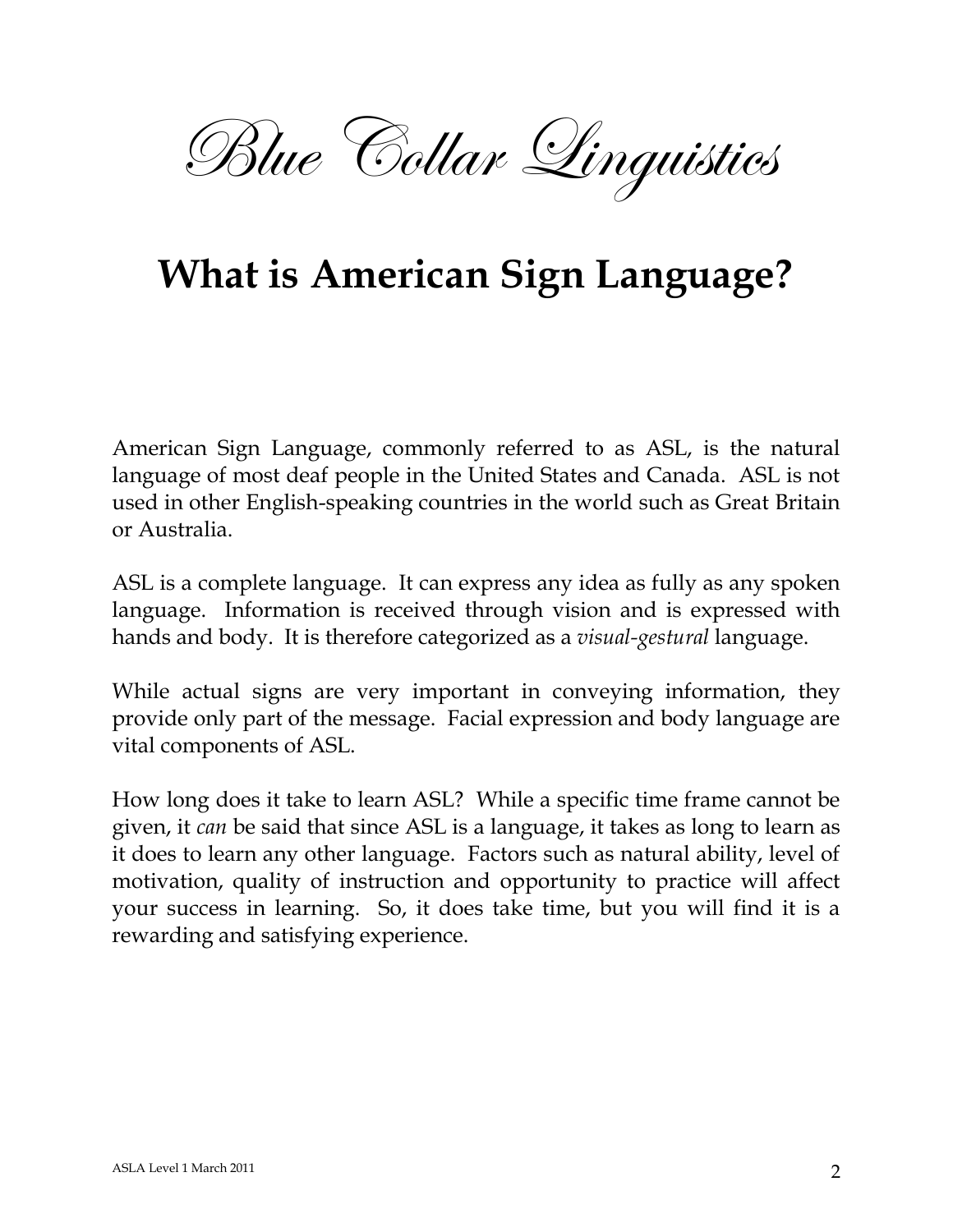*Blue Collar Linguistics*

# What is American Sign Language?

American Sign Language, commonly referred to as ASL, is the natural language of most deaf people in the United States and Canada. ASL is not used in other English-speaking countries in the world such as Great Britain or Australia.

ASL is a complete language. It can express any idea as fully as any spoken language. Information is received through vision and is expressed with hands and body. It is therefore categorized as a *visual-gestural* language.

While actual signs are very important in conveying information, they provide only part of the message. Facial expression and body language are vital components of ASL.

How long does it take to learn ASL? While a specific time frame cannot be given, it *can* be said that since ASL is a language, it takes as long to learn as it does to learn any other language. Factors such as natural ability, level of motivation, quality of instruction and opportunity to practice will affect your success in learning. So, it does take time, but you will find it is a rewarding and satisfying experience.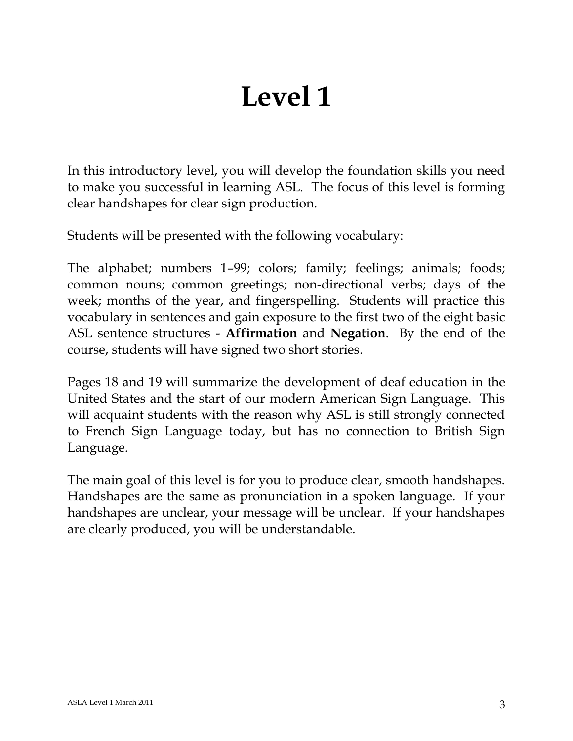# Level 1

In this introductory level, you will develop the foundation skills you need to make you successful in learning ASL. The focus of this level is forming clear handshapes for clear sign production.

Students will be presented with the following vocabulary:

The alphabet; numbers 1–99; colors; family; feelings; animals; foods; common nouns; common greetings; non-directional verbs; days of the week; months of the year, and fingerspelling. Students will practice this vocabulary in sentences and gain exposure to the first two of the eight basic ASL sentence structures - **Affirmation** and **Negation**. By the end of the course, students will have signed two short stories.

Pages 18 and 19 will summarize the development of deaf education in the United States and the start of our modern American Sign Language. This will acquaint students with the reason why ASL is still strongly connected to French Sign Language today, but has no connection to British Sign Language.

The main goal of this level is for you to produce clear, smooth handshapes. Handshapes are the same as pronunciation in a spoken language. If your handshapes are unclear, your message will be unclear. If your handshapes are clearly produced, you will be understandable.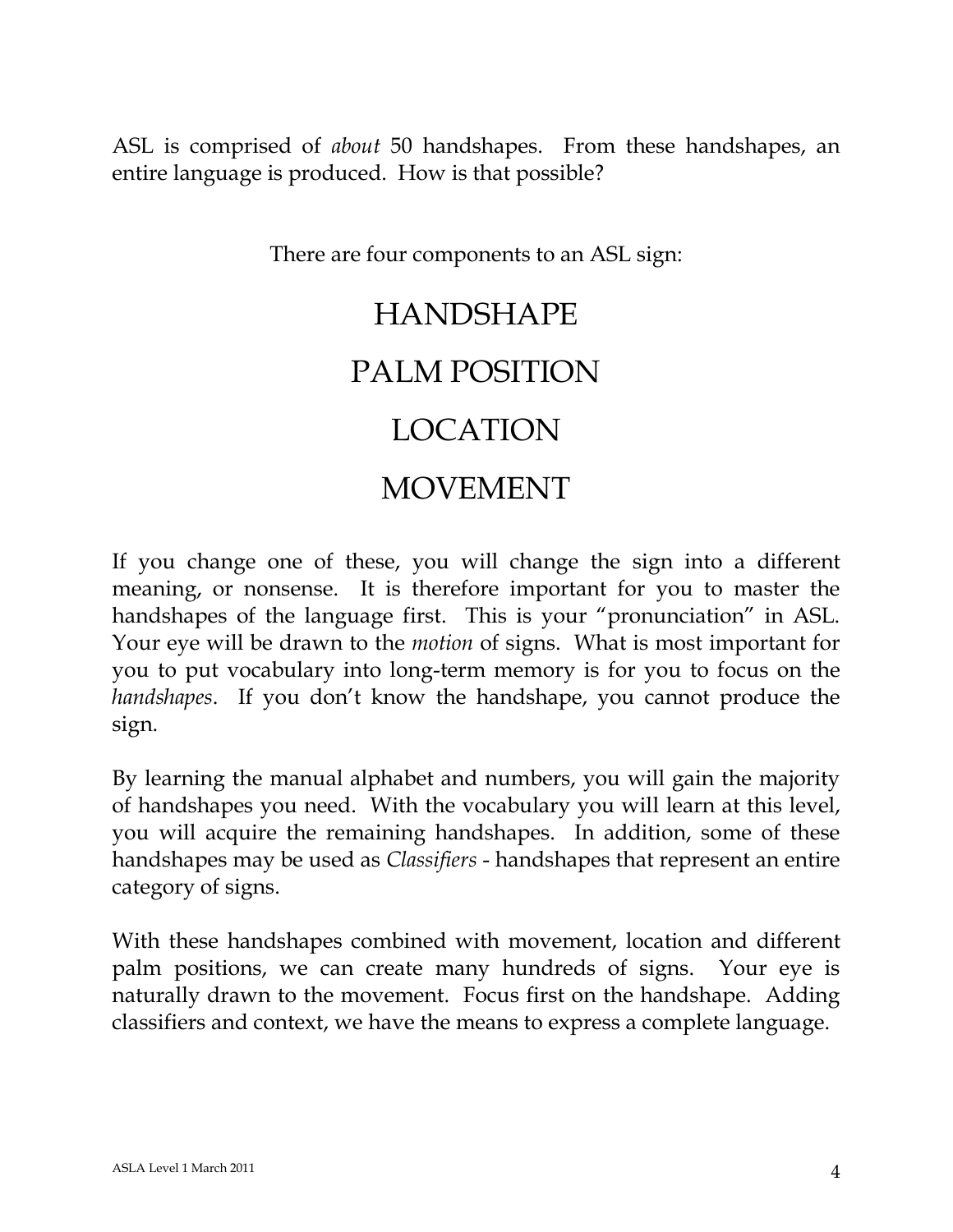ASL is comprised of *about* 50 handshapes. From these handshapes, an entire language is produced. How is that possible?

There are four components to an ASL sign:

HANDSHAPE

PALM POSITION

LOCATION

MOVEMENT

If you change one of these, you will change the sign into a different meaning, or nonsense. It is therefore important for you to master the handshapes of the language first. This is your "pronunciation" in ASL. Your eye will be drawn to the *motion* of signs. What is most important for you to put vocabulary into long-term memory is for you to focus on the *handshapes*. If you don't know the handshape, you cannot produce the sign.

By learning the manual alphabet and numbers, you will gain the majority of handshapes you need. With the vocabulary you will learn at this level, you will acquire the remaining handshapes. In addition, some of these handshapes may be used as *Classifiers* - handshapes that represent an entire category of signs.

With these handshapes combined with movement, location and different palm positions, we can create many hundreds of signs. Your eye is naturally drawn to the movement. Focus first on the handshape. Adding classifiers and context, we have the means to express a complete language.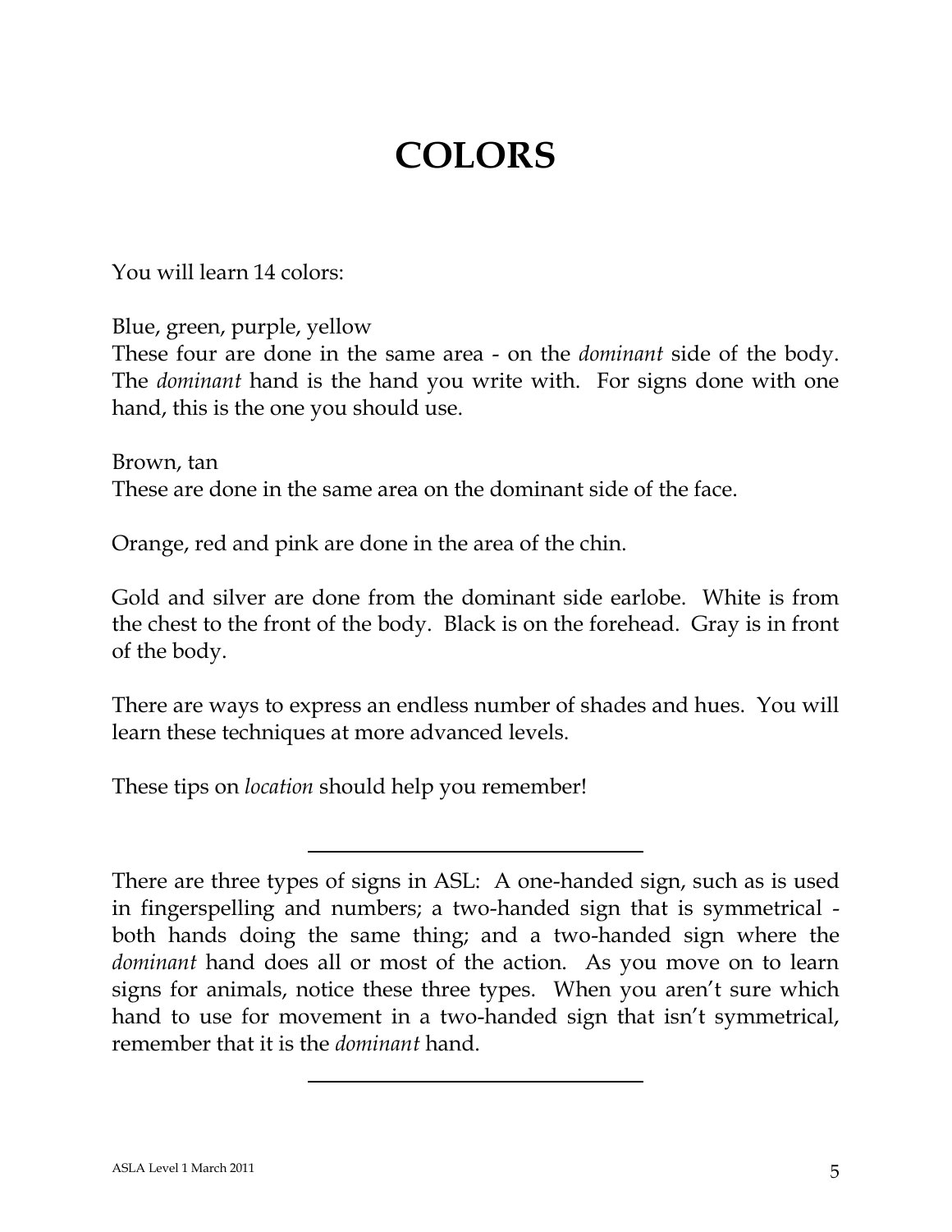# COLORS

You will learn 14 colors:

Blue, green, purple, yellow
These four are done in the same area - on the *dominant* side of the body. The *dominant* hand is the hand you write with. For signs done with one hand, this is the one you should use.

Brown, tan
These are done in the same area on the dominant side of the face.

Orange, red and pink are done in the area of the chin.

Gold and silver are done from the dominant side earlobe. White is from the chest to the front of the body. Black is on the forehead. Gray is in front of the body.

There are ways to express an endless number of shades and hues. You will learn these techniques at more advanced levels.

These tips on *location* should help you remember!

---

There are three types of signs in ASL: A one-handed sign, such as is used in fingerspelling and numbers; a two-handed sign that is symmetrical - both hands doing the same thing; and a two-handed sign where the *dominant* hand does all or most of the action. As you move on to learn signs for animals, notice these three types. When you aren't sure which hand to use for movement in a two-handed sign that isn't symmetrical, remember that it is the *dominant* hand.

---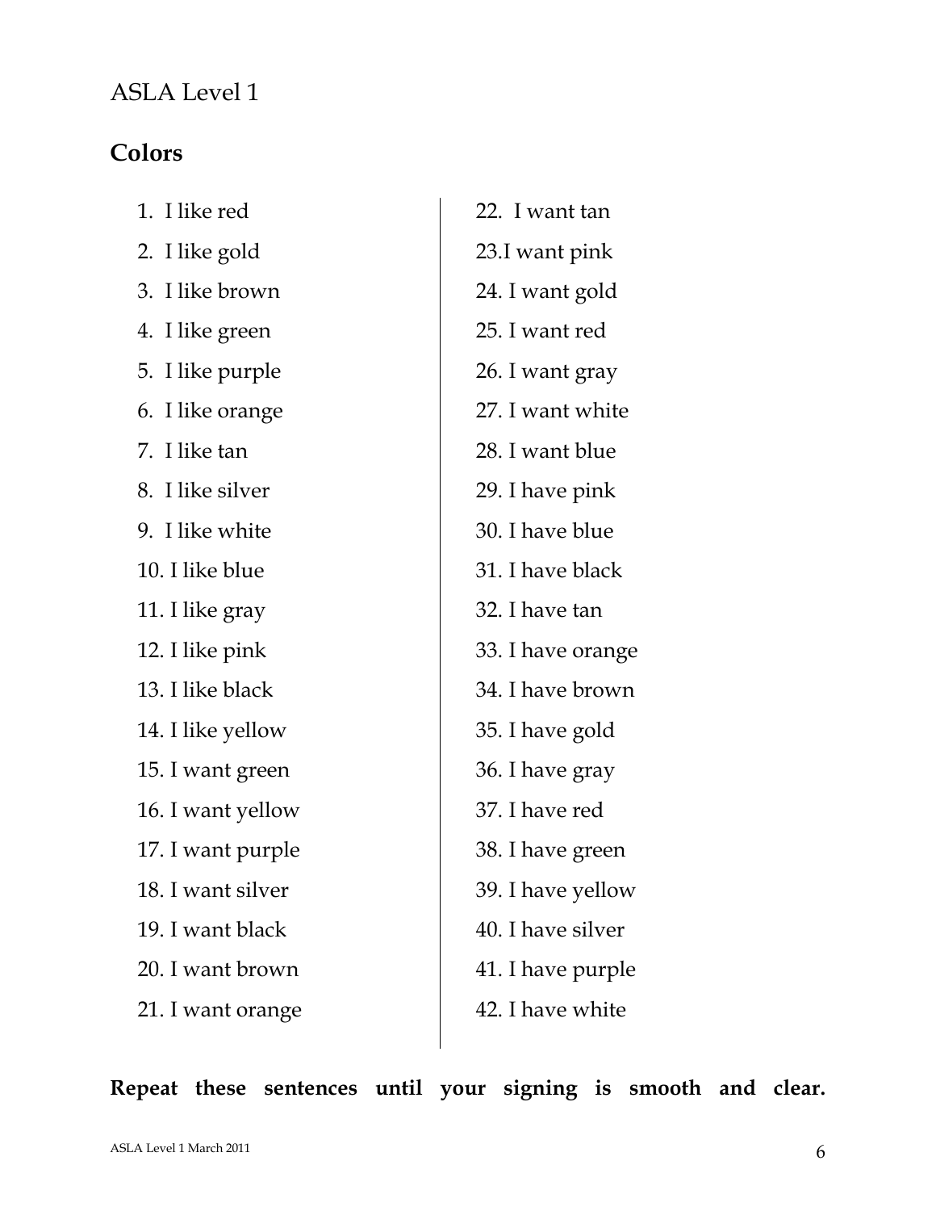ASLA Level 1

## Colors

1. I like red
2. I like gold
3. I like brown
4. I like green
5. I like purple
6. I like orange
7. I like tan
8. I like silver
9. I like white
10. I like blue
11. I like gray
12. I like pink
13. I like black
14. I like yellow
15. I want green
16. I want yellow
17. I want purple
18. I want silver
19. I want black
20. I want brown
21. I want orange
22. I want tan
23. I want pink
24. I want gold
25. I want red
26. I want gray
27. I want white
28. I want blue
29. I have pink
30. I have blue
31. I have black
32. I have tan
33. I have orange
34. I have brown
35. I have gold
36. I have gray
37. I have red
38. I have green
39. I have yellow
40. I have silver
41. I have purple
42. I have white

**Repeat these sentences until your signing is smooth and clear.**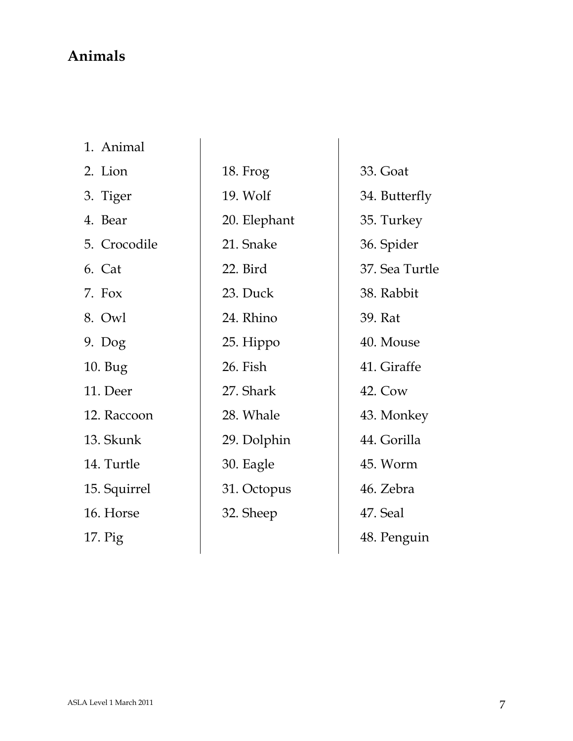## Animals

1. Animal
2. Lion
3. Tiger
4. Bear
5. Crocodile
6. Cat
7. Fox
8. Owl
9. Dog
10. Bug
11. Deer
12. Raccoon
13. Skunk
14. Turtle
15. Squirrel
16. Horse
17. Pig
18. Frog
19. Wolf
20. Elephant
21. Snake
22. Bird
23. Duck
24. Rhino
25. Hippo
26. Fish
27. Shark
28. Whale
29. Dolphin
30. Eagle
31. Octopus
32. Sheep
33. Goat
34. Butterfly
35. Turkey
36. Spider
37. Sea Turtle
38. Rabbit
39. Rat
40. Mouse
41. Giraffe
42. Cow
43. Monkey
44. Gorilla
45. Worm
46. Zebra
47. Seal
48. Penguin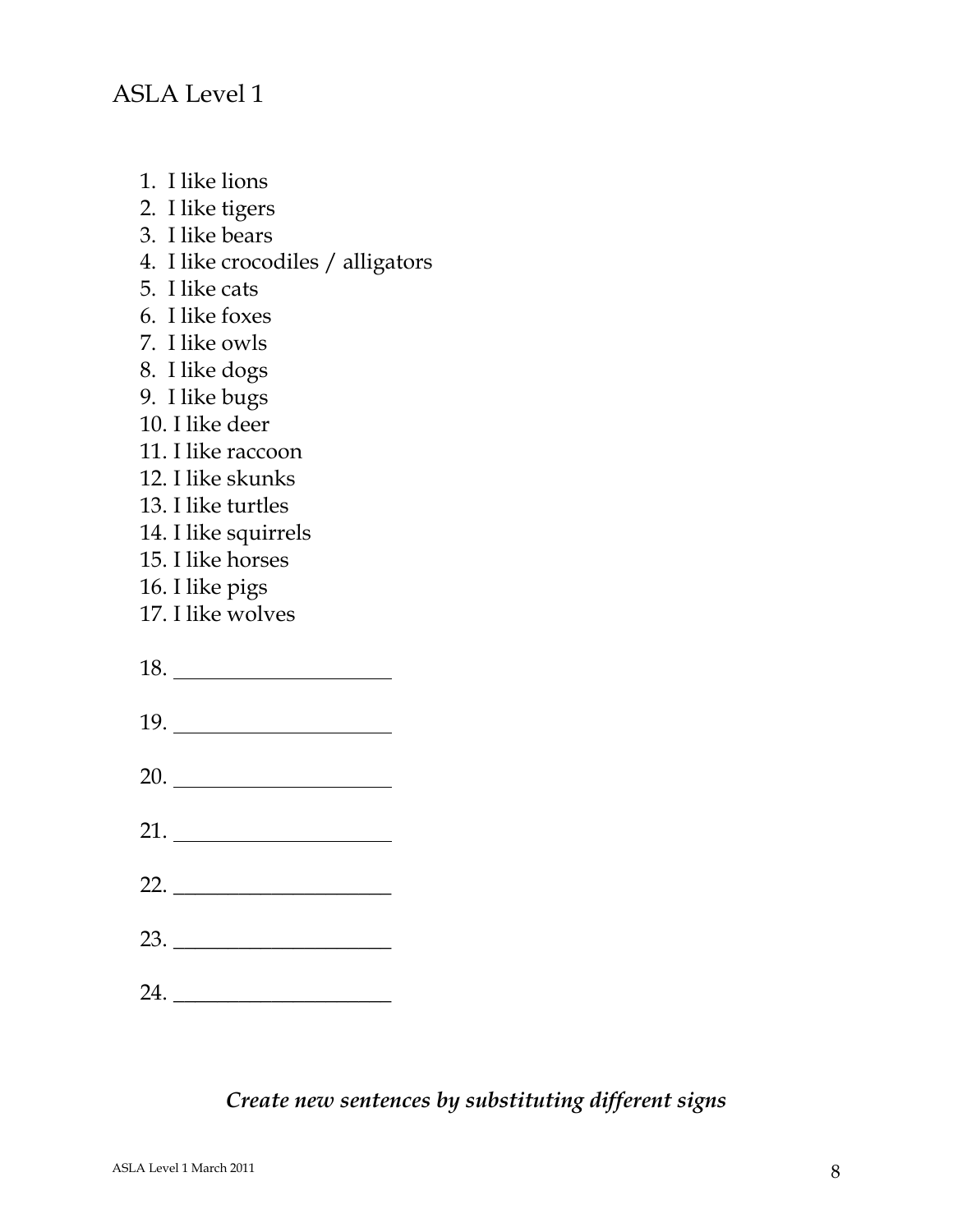ASLA Level 1

1. I like lions
2. I like tigers
3. I like bears
4. I like crocodiles / alligators
5. I like cats
6. I like foxes
7. I like owls
8. I like dogs
9. I like bugs
10. I like deer
11. I like raccoon
12. I like skunks
13. I like turtles
14. I like squirrels
15. I like horses
16. I like pigs
17. I like wolves
18. ____________________
19. ____________________
20. ____________________
21. ____________________
22. ____________________
23. ____________________
24. ____________________

***Create new sentences by substituting different signs***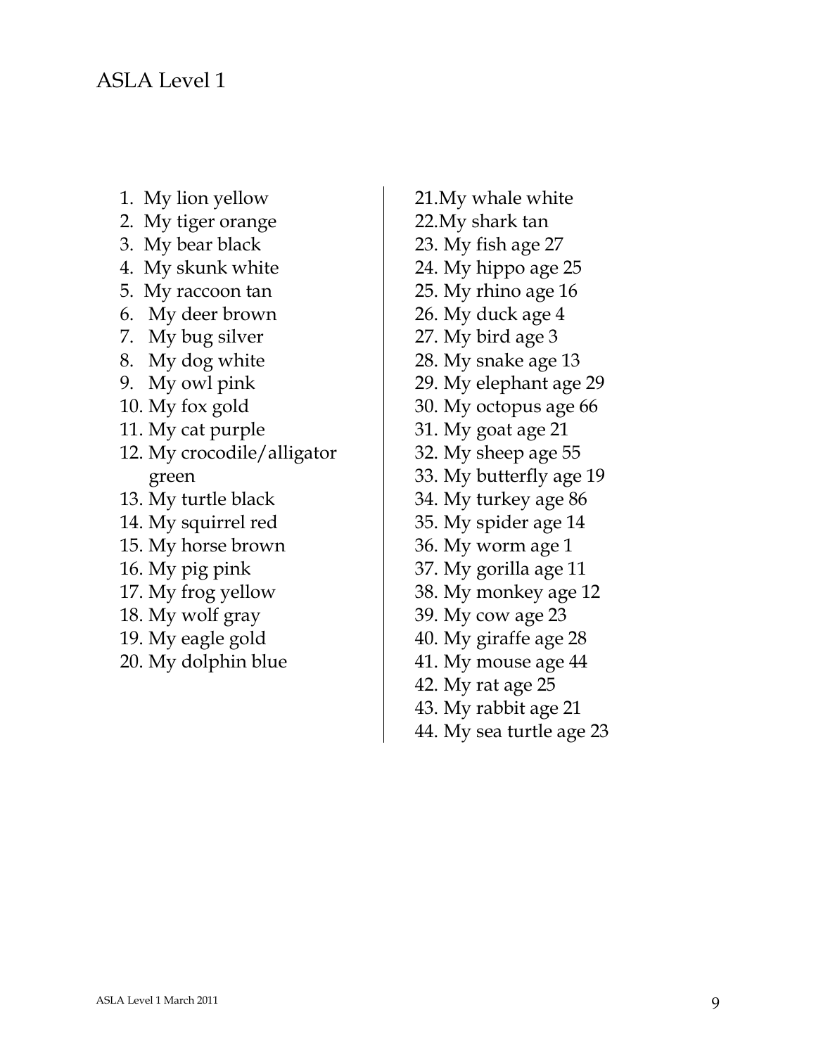ASLA Level 1

1. My lion yellow
2. My tiger orange
3. My bear black
4. My skunk white
5. My raccoon tan
6. My deer brown
7. My bug silver
8. My dog white
9. My owl pink
10. My fox gold
11. My cat purple
12. My crocodile/alligator green
13. My turtle black
14. My squirrel red
15. My horse brown
16. My pig pink
17. My frog yellow
18. My wolf gray
19. My eagle gold
20. My dolphin blue
21. My whale white
22. My shark tan
23. My fish age 27
24. My hippo age 25
25. My rhino age 16
26. My duck age 4
27. My bird age 3
28. My snake age 13
29. My elephant age 29
30. My octopus age 66
31. My goat age 21
32. My sheep age 55
33. My butterfly age 19
34. My turkey age 86
35. My spider age 14
36. My worm age 1
37. My gorilla age 11
38. My monkey age 12
39. My cow age 23
40. My giraffe age 28
41. My mouse age 44
42. My rat age 25
43. My rabbit age 21
44. My sea turtle age 23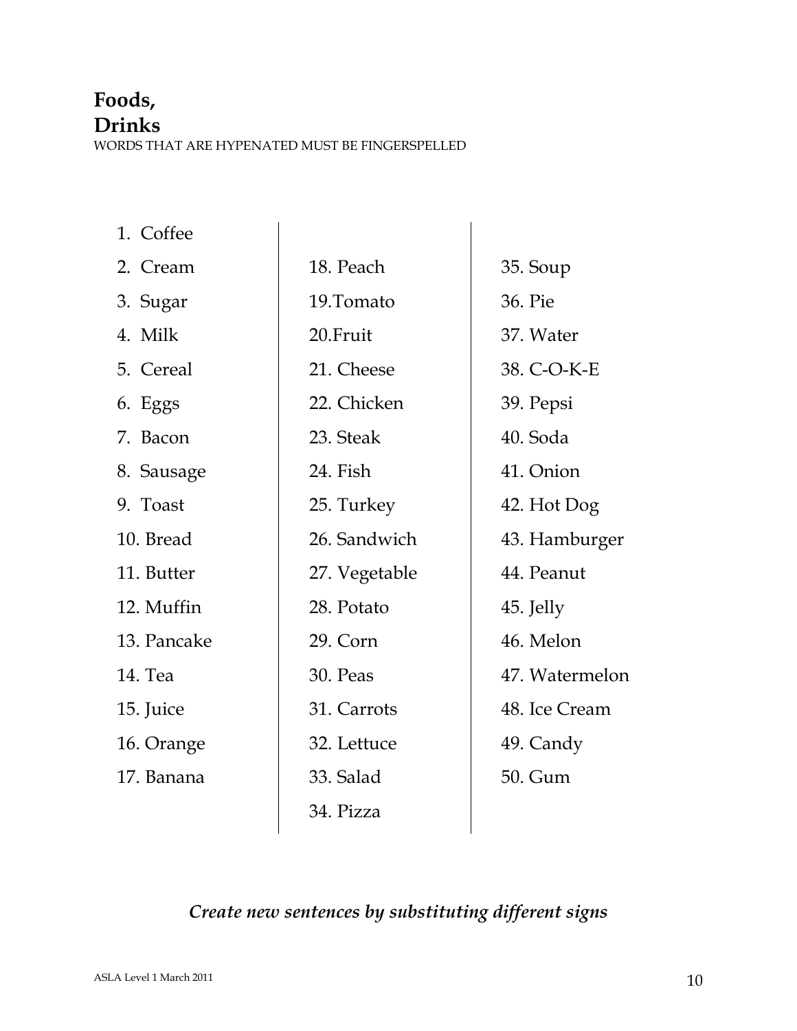## **Foods, Drinks**

WORDS THAT ARE HYPENATED MUST BE FINGERSPELLED

1. Coffee
2. Cream
3. Sugar
4. Milk
5. Cereal
6. Eggs
7. Bacon
8. Sausage
9. Toast
10. Bread
11. Butter
12. Muffin
13. Pancake
14. Tea
15. Juice
16. Orange
17. Banana
18. Peach
19. Tomato
20. Fruit
21. Cheese
22. Chicken
23. Steak
24. Fish
25. Turkey
26. Sandwich
27. Vegetable
28. Potato
29. Corn
30. Peas
31. Carrots
32. Lettuce
33. Salad
34. Pizza
35. Soup
36. Pie
37. Water
38. C-O-K-E
39. Pepsi
40. Soda
41. Onion
42. Hot Dog
43. Hamburger
44. Peanut
45. Jelly
46. Melon
47. Watermelon
48. Ice Cream
49. Candy
50. Gum

***Create new sentences by substituting different signs***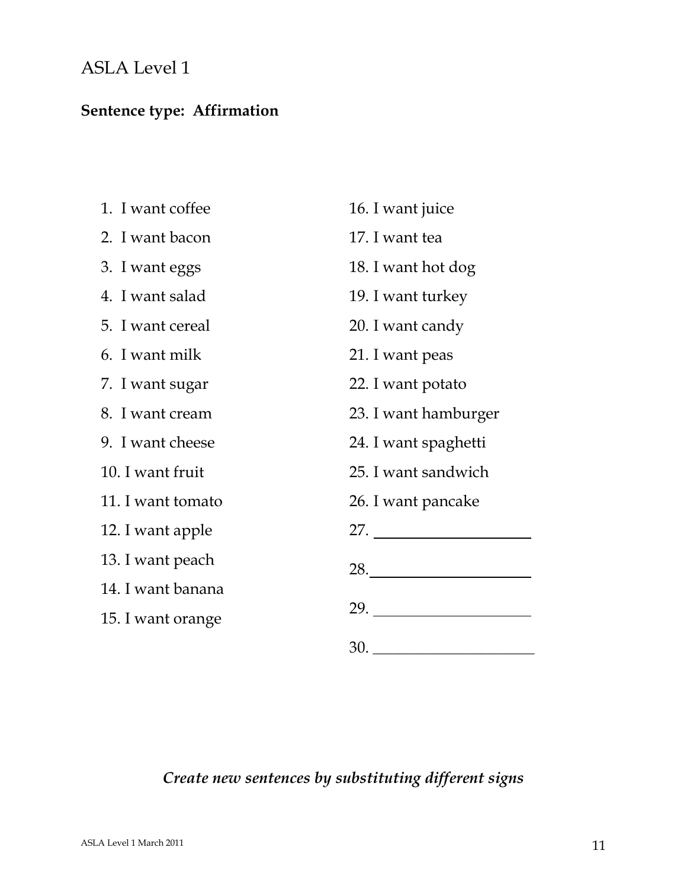# ASLA Level 1

**Sentence type: Affirmation**

1. I want coffee
2. I want bacon
3. I want eggs
4. I want salad
5. I want cereal
6. I want milk
7. I want sugar
8. I want cream
9. I want cheese
10. I want fruit
11. I want tomato
12. I want apple
13. I want peach
14. I want banana
15. I want orange
16. I want juice
17. I want tea
18. I want hot dog
19. I want turkey
20. I want candy
21. I want peas
22. I want potato
23. I want hamburger
24. I want spaghetti
25. I want sandwich
26. I want pancake
27. ____________________
28. ____________________
29. ____________________
30. ____________________

***Create new sentences by substituting different signs***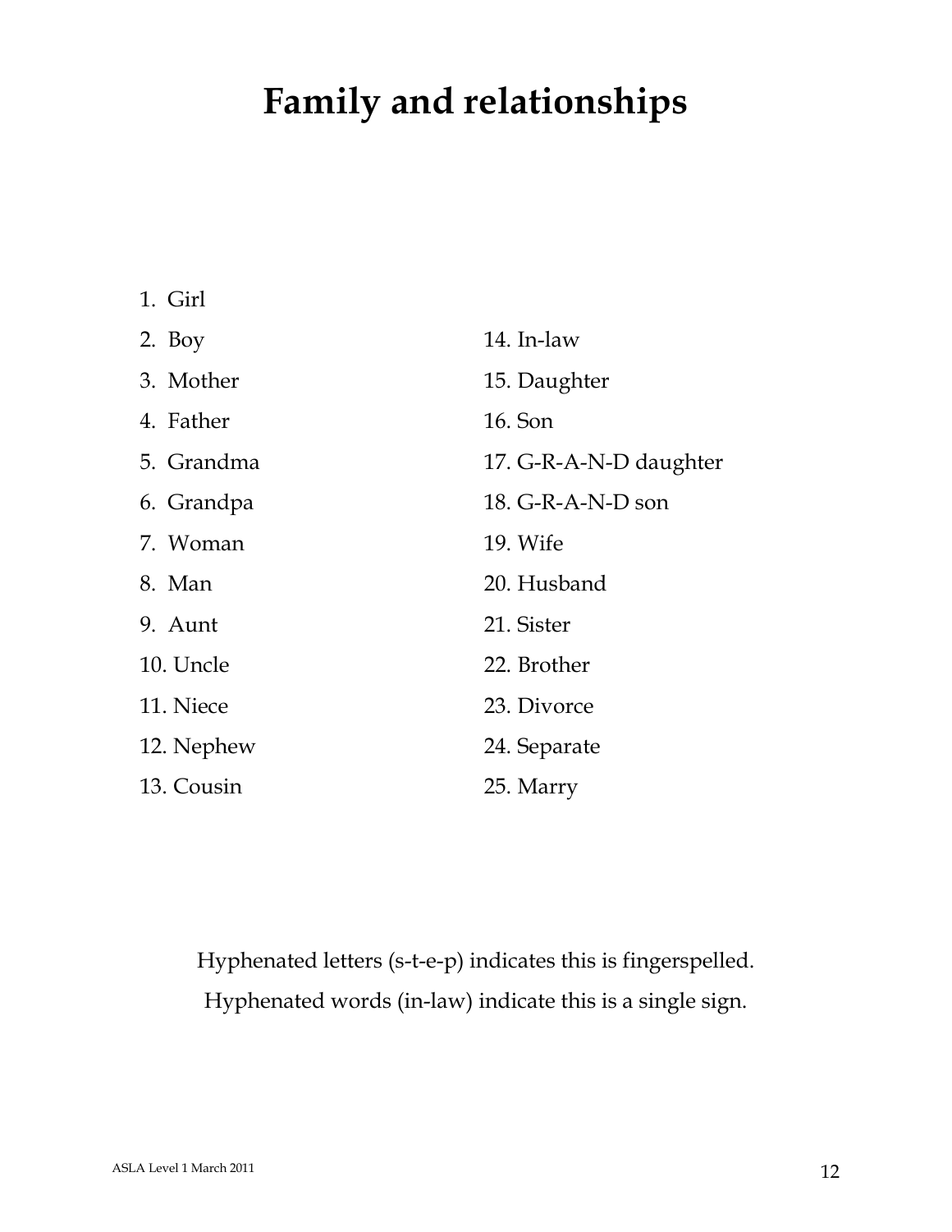# Family and relationships

1. Girl
2. Boy
3. Mother
4. Father
5. Grandma
6. Grandpa
7. Woman
8. Man
9. Aunt
10. Uncle
11. Niece
12. Nephew
13. Cousin
14. In-law
15. Daughter
16. Son
17. G-R-A-N-D daughter
18. G-R-A-N-D son
19. Wife
20. Husband
21. Sister
22. Brother
23. Divorce
24. Separate
25. Marry

Hyphenated letters (s-t-e-p) indicates this is fingerspelled.
Hyphenated words (in-law) indicate this is a single sign.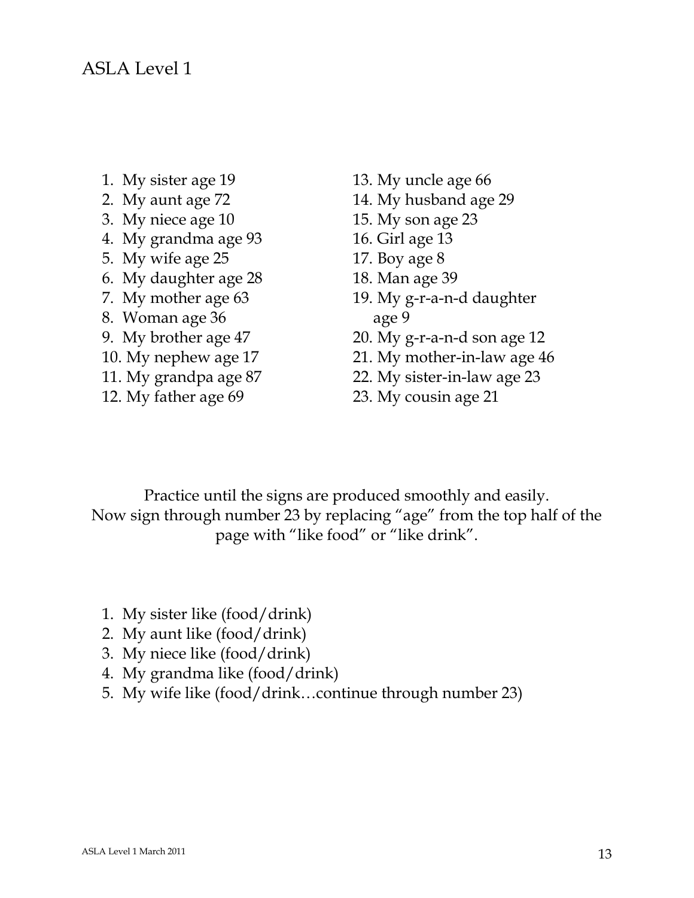ASLA Level 1

1. My sister age 19
2. My aunt age 72
3. My niece age 10
4. My grandma age 93
5. My wife age 25
6. My daughter age 28
7. My mother age 63
8. Woman age 36
9. My brother age 47
10. My nephew age 17
11. My grandpa age 87
12. My father age 69
13. My uncle age 66
14. My husband age 29
15. My son age 23
16. Girl age 13
17. Boy age 8
18. Man age 39
19. My g-r-a-n-d daughter age 9
20. My g-r-a-n-d son age 12
21. My mother-in-law age 46
22. My sister-in-law age 23
23. My cousin age 21

Practice until the signs are produced smoothly and easily.
Now sign through number 23 by replacing "age" from the top half of the page with "like food" or "like drink".

1. My sister like (food/drink)
2. My aunt like (food/drink)
3. My niece like (food/drink)
4. My grandma like (food/drink)
5. My wife like (food/drink…continue through number 23)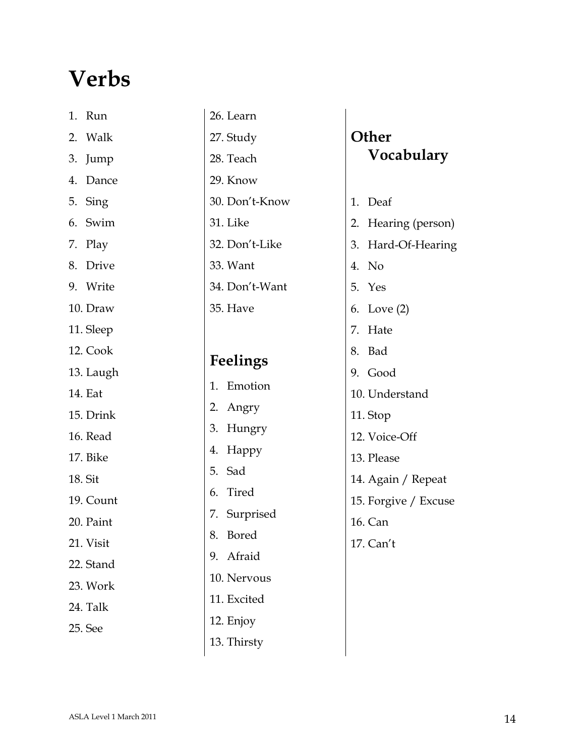# Verbs

1. Run
2. Walk
3. Jump
4. Dance
5. Sing
6. Swim
7. Play
8. Drive
9. Write
10. Draw
11. Sleep
12. Cook
13. Laugh
14. Eat
15. Drink
16. Read
17. Bike
18. Sit
19. Count
20. Paint
21. Visit
22. Stand
23. Work
24. Talk
25. See
26. Learn
27. Study
28. Teach
29. Know
30. Don't-Know
31. Like
32. Don't-Like
33. Want
34. Don't-Want
35. Have

## Feelings

1. Emotion
2. Angry
3. Hungry
4. Happy
5. Sad
6. Tired
7. Surprised
8. Bored
9. Afraid
10. Nervous
11. Excited
12. Enjoy
13. Thirsty

## Other Vocabulary

1. Deaf
2. Hearing (person)
3. Hard-Of-Hearing
4. No
5. Yes
6. Love (2)
7. Hate
8. Bad
9. Good
10. Understand
11. Stop
12. Voice-Off
13. Please
14. Again / Repeat
15. Forgive / Excuse
16. Can
17. Can't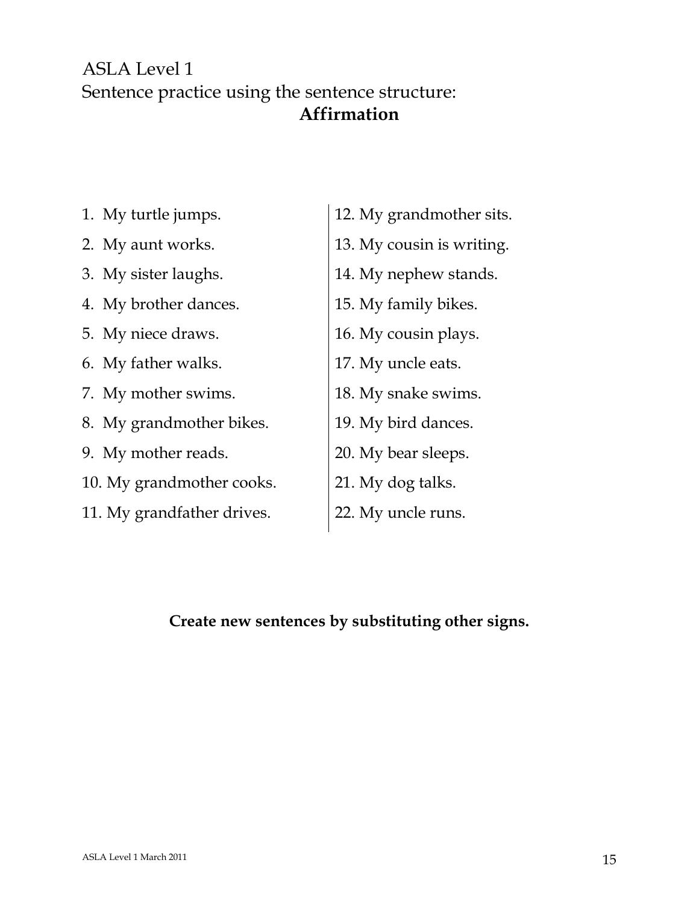ASLA Level 1

Sentence practice using the sentence structure:

**Affirmation**

1. My turtle jumps.
2. My aunt works.
3. My sister laughs.
4. My brother dances.
5. My niece draws.
6. My father walks.
7. My mother swims.
8. My grandmother bikes.
9. My mother reads.
10. My grandmother cooks.
11. My grandfather drives.
12. My grandmother sits.
13. My cousin is writing.
14. My nephew stands.
15. My family bikes.
16. My cousin plays.
17. My uncle eats.
18. My snake swims.
19. My bird dances.
20. My bear sleeps.
21. My dog talks.
22. My uncle runs.

**Create new sentences by substituting other signs.**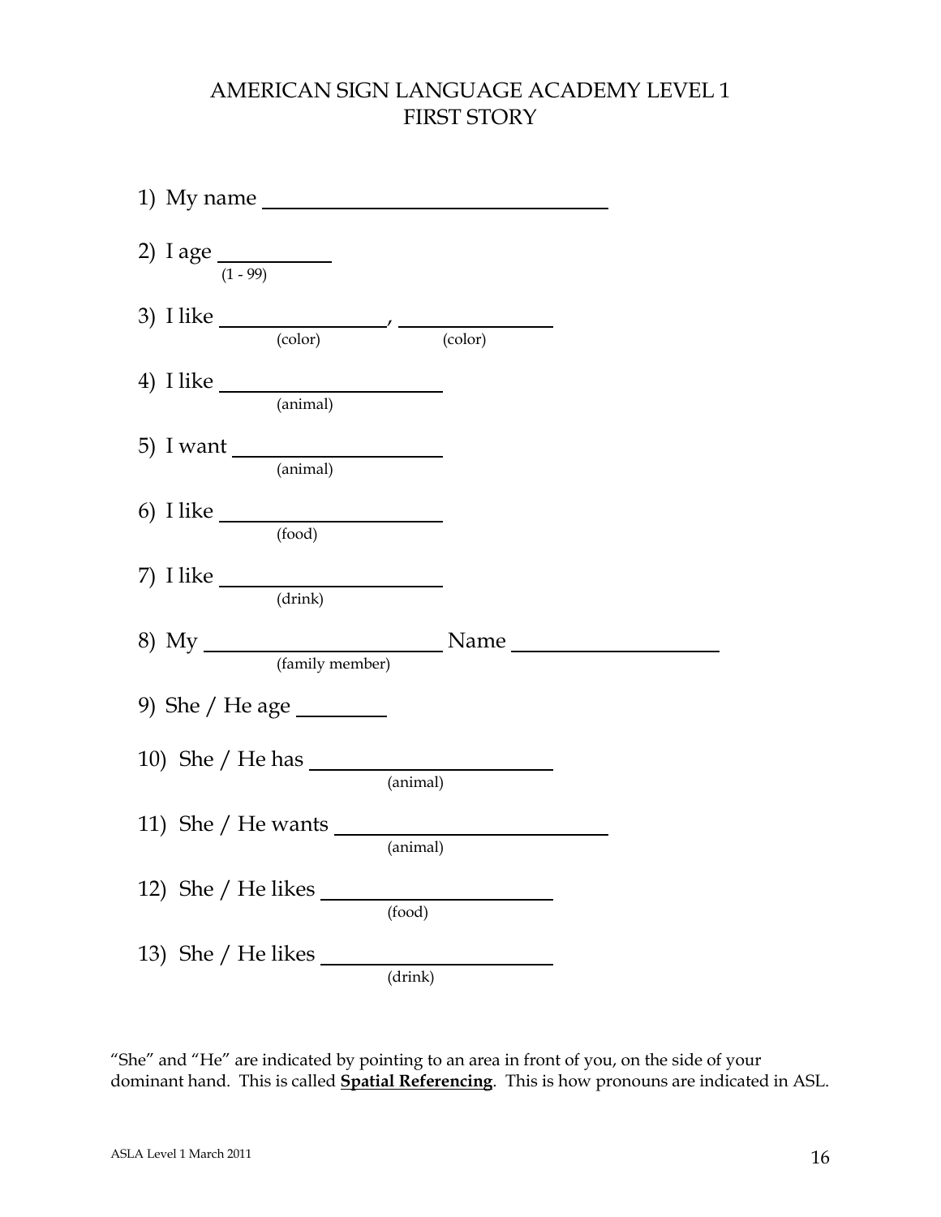# AMERICAN SIGN LANGUAGE ACADEMY LEVEL 1
## FIRST STORY

1) My name ______________________________

2) I age __________
(1 - 99)

3) I like _______________, _______________
(color) (color)

4) I like ____________________
(animal)

5) I want ____________________
(animal)

6) I like ____________________
(food)

7) I like ____________________
(drink)

8) My ______________________ Name ____________________
(family member)

9) She / He age ________

10) She / He has ______________________
(animal)

11) She / He wants ________________________
(animal)

12) She / He likes ____________________
(food)

13) She / He likes ____________________
(drink)

"She" and "He" are indicated by pointing to an area in front of you, on the side of your dominant hand. This is called **Spatial Referencing**. This is how pronouns are indicated in ASL.

ASLA Level 1 March 2011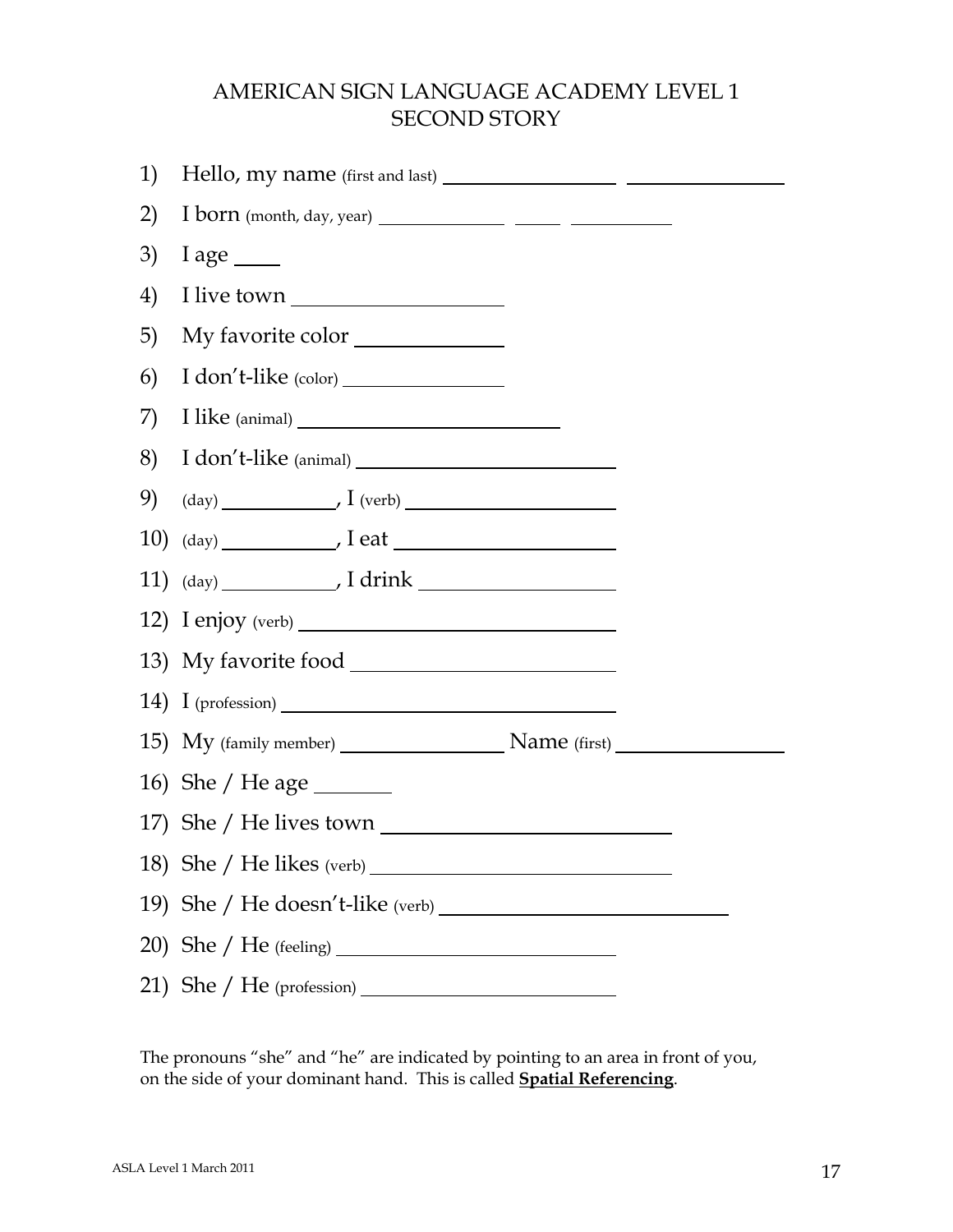# AMERICAN SIGN LANGUAGE ACADEMY LEVEL 1
## SECOND STORY

1) Hello, my name (first and last) ________________ ________________
2) I born (month, day, year) ____________ _____ __________
3) I age ____
4) I live town ________________
5) My favorite color ____________
6) I don't-like (color) ______________
7) I like (animal) ______________________
8) I don't-like (animal) ______________________
9) (day) __________, I (verb) __________________
10) (day) __________, I eat __________________
11) (day) __________, I drink __________________
12) I enjoy (verb) ________________________
13) My favorite food ______________________
14) I (profession) __________________________
15) My (family member) ______________ Name (first) ______________
16) She / He age _______
17) She / He lives town ______________________
18) She / He likes (verb) ______________________
19) She / He doesn't-like (verb) ______________________
20) She / He (feeling) ______________________
21) She / He (profession) ______________________

The pronouns "she" and "he" are indicated by pointing to an area in front of you, on the side of your dominant hand. This is called **<u>Spatial Referencing</u>**.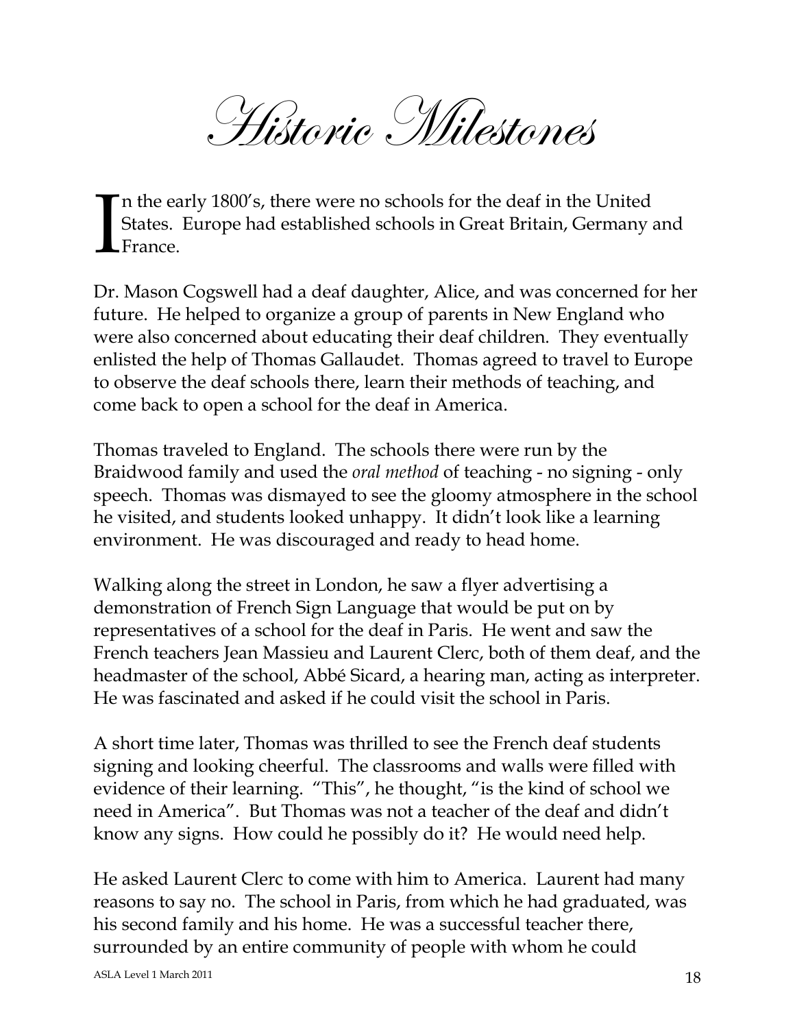# Historic Milestones

In the early 1800's, there were no schools for the deaf in the United States. Europe had established schools in Great Britain, Germany and France.

Dr. Mason Cogswell had a deaf daughter, Alice, and was concerned for her future. He helped to organize a group of parents in New England who were also concerned about educating their deaf children. They eventually enlisted the help of Thomas Gallaudet. Thomas agreed to travel to Europe to observe the deaf schools there, learn their methods of teaching, and come back to open a school for the deaf in America.

Thomas traveled to England. The schools there were run by the Braidwood family and used the *oral method* of teaching - no signing - only speech. Thomas was dismayed to see the gloomy atmosphere in the school he visited, and students looked unhappy. It didn't look like a learning environment. He was discouraged and ready to head home.

Walking along the street in London, he saw a flyer advertising a demonstration of French Sign Language that would be put on by representatives of a school for the deaf in Paris. He went and saw the French teachers Jean Massieu and Laurent Clerc, both of them deaf, and the headmaster of the school, Abbé Sicard, a hearing man, acting as interpreter. He was fascinated and asked if he could visit the school in Paris.

A short time later, Thomas was thrilled to see the French deaf students signing and looking cheerful. The classrooms and walls were filled with evidence of their learning. "This", he thought, "is the kind of school we need in America". But Thomas was not a teacher of the deaf and didn't know any signs. How could he possibly do it? He would need help.

He asked Laurent Clerc to come with him to America. Laurent had many reasons to say no. The school in Paris, from which he had graduated, was his second family and his home. He was a successful teacher there, surrounded by an entire community of people with whom he could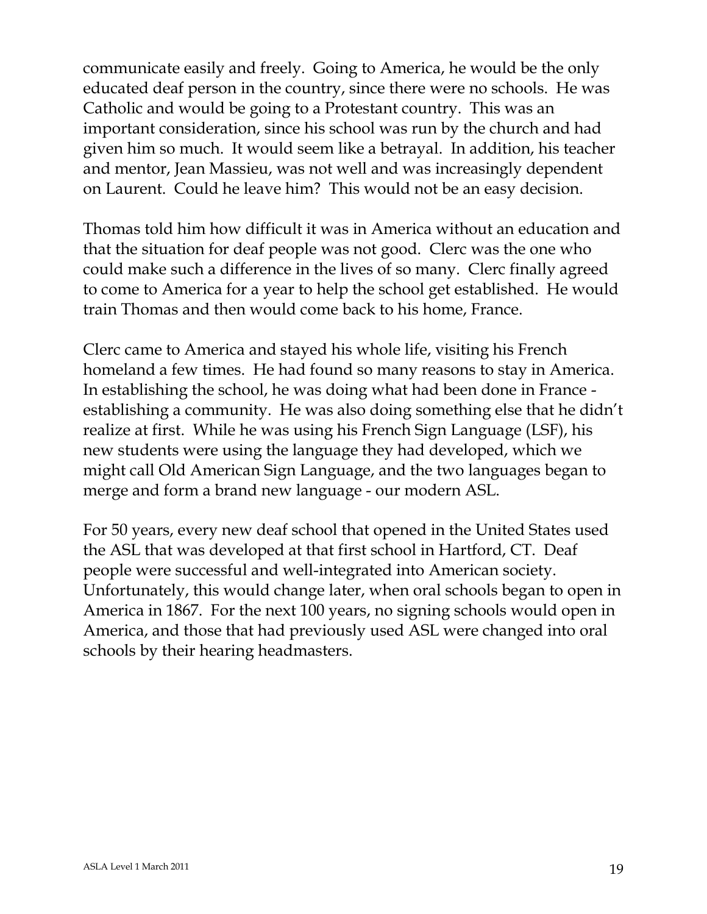communicate easily and freely. Going to America, he would be the only educated deaf person in the country, since there were no schools. He was Catholic and would be going to a Protestant country. This was an important consideration, since his school was run by the church and had given him so much. It would seem like a betrayal. In addition, his teacher and mentor, Jean Massieu, was not well and was increasingly dependent on Laurent. Could he leave him? This would not be an easy decision.

Thomas told him how difficult it was in America without an education and that the situation for deaf people was not good. Clerc was the one who could make such a difference in the lives of so many. Clerc finally agreed to come to America for a year to help the school get established. He would train Thomas and then would come back to his home, France.

Clerc came to America and stayed his whole life, visiting his French homeland a few times. He had found so many reasons to stay in America. In establishing the school, he was doing what had been done in France - establishing a community. He was also doing something else that he didn't realize at first. While he was using his French Sign Language (LSF), his new students were using the language they had developed, which we might call Old American Sign Language, and the two languages began to merge and form a brand new language - our modern ASL.

For 50 years, every new deaf school that opened in the United States used the ASL that was developed at that first school in Hartford, CT. Deaf people were successful and well-integrated into American society. Unfortunately, this would change later, when oral schools began to open in America in 1867. For the next 100 years, no signing schools would open in America, and those that had previously used ASL were changed into oral schools by their hearing headmasters.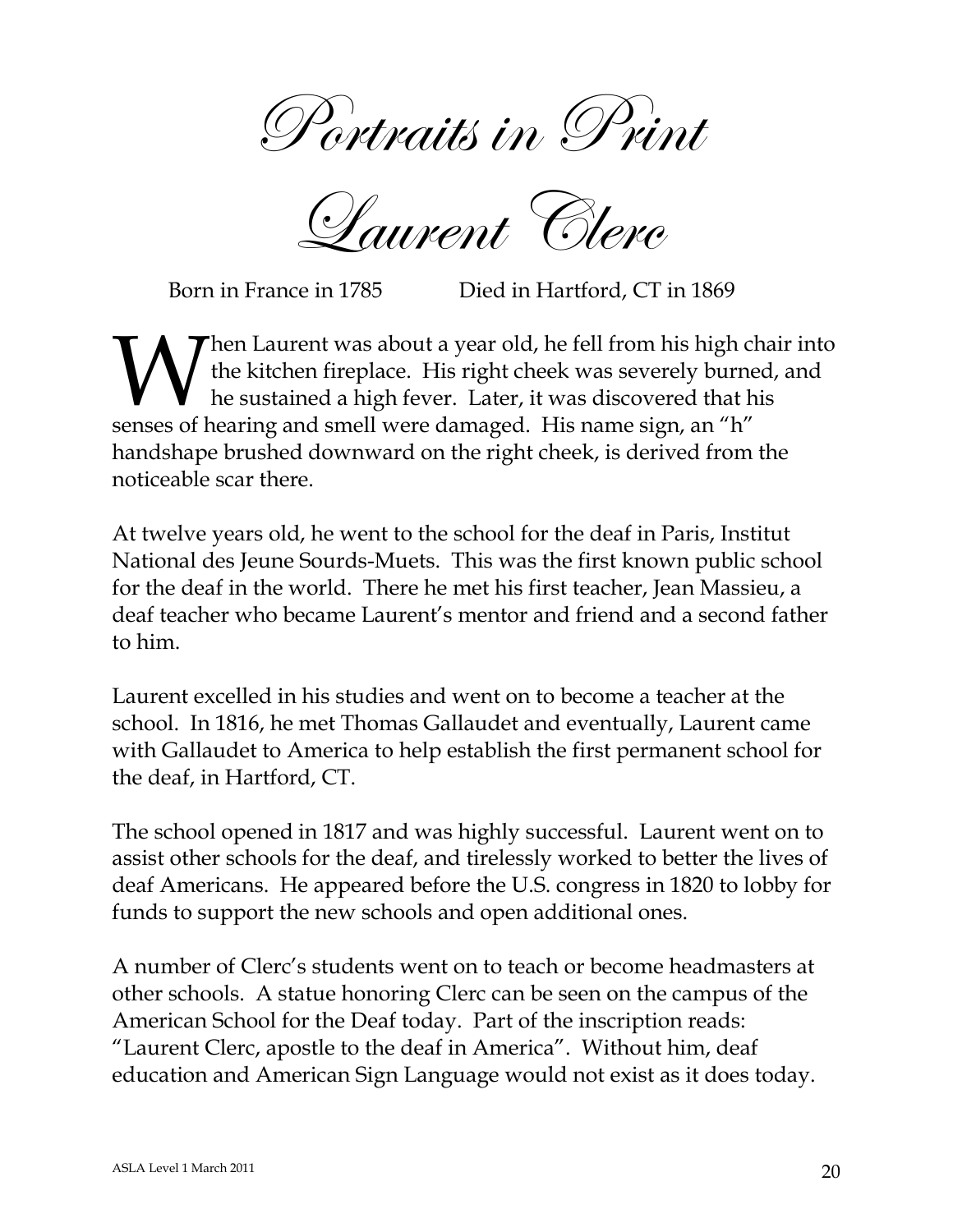# Portraits in Print

## Laurent Clerc

Born in France in 1785 Died in Hartford, CT in 1869

When Laurent was about a year old, he fell from his high chair into the kitchen fireplace. His right cheek was severely burned, and he sustained a high fever. Later, it was discovered that his senses of hearing and smell were damaged. His name sign, an "h" handshape brushed downward on the right cheek, is derived from the noticeable scar there.

At twelve years old, he went to the school for the deaf in Paris, Institut National des Jeune Sourds-Muets. This was the first known public school for the deaf in the world. There he met his first teacher, Jean Massieu, a deaf teacher who became Laurent's mentor and friend and a second father to him.

Laurent excelled in his studies and went on to become a teacher at the school. In 1816, he met Thomas Gallaudet and eventually, Laurent came with Gallaudet to America to help establish the first permanent school for the deaf, in Hartford, CT.

The school opened in 1817 and was highly successful. Laurent went on to assist other schools for the deaf, and tirelessly worked to better the lives of deaf Americans. He appeared before the U.S. congress in 1820 to lobby for funds to support the new schools and open additional ones.

A number of Clerc's students went on to teach or become headmasters at other schools. A statue honoring Clerc can be seen on the campus of the American School for the Deaf today. Part of the inscription reads: "Laurent Clerc, apostle to the deaf in America". Without him, deaf education and American Sign Language would not exist as it does today.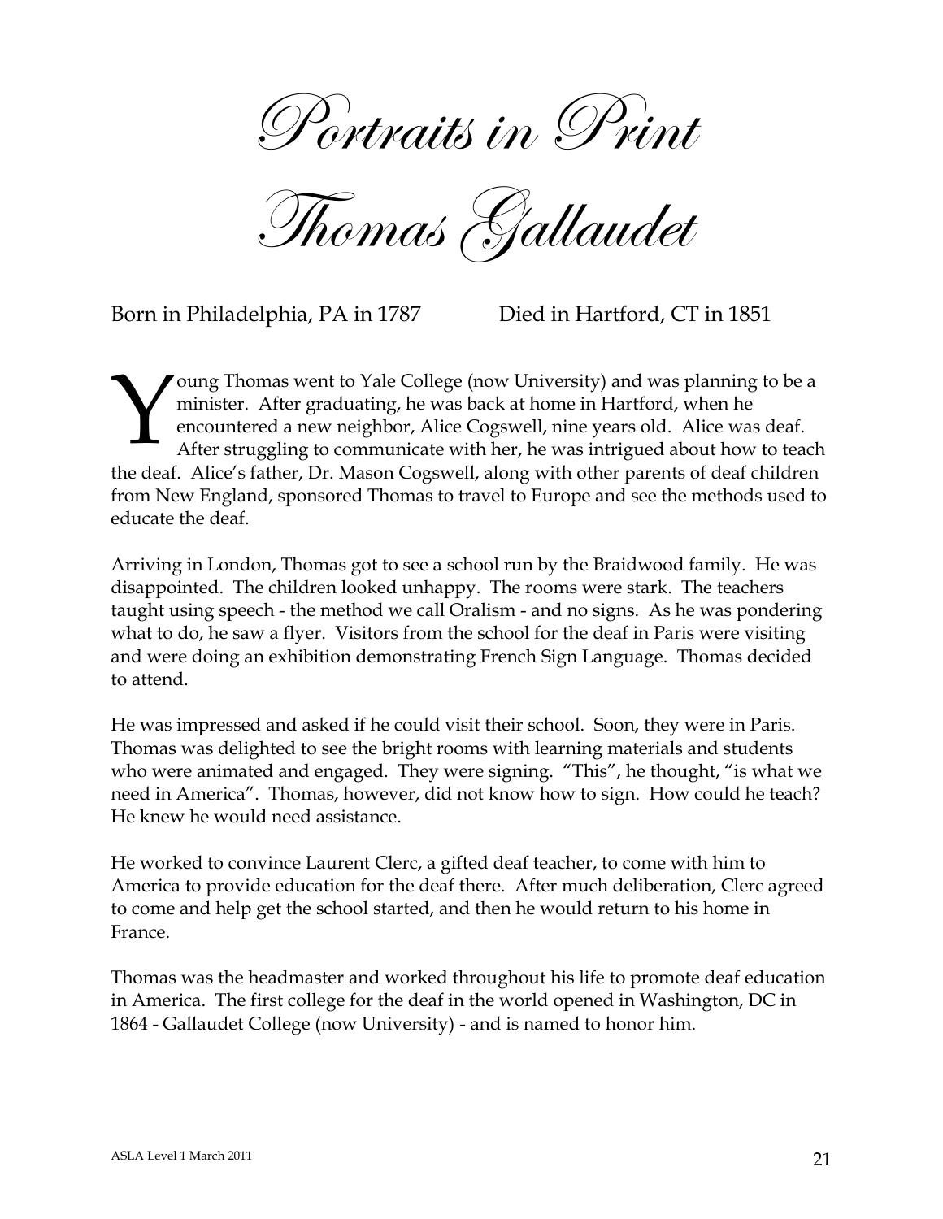# Portraits in Print

# Thomas Gallaudet

Born in Philadelphia, PA in 1787 Died in Hartford, CT in 1851

Young Thomas went to Yale College (now University) and was planning to be a minister. After graduating, he was back at home in Hartford, when he encountered a new neighbor, Alice Cogswell, nine years old. Alice was deaf. After struggling to communicate with her, he was intrigued about how to teach the deaf. Alice's father, Dr. Mason Cogswell, along with other parents of deaf children from New England, sponsored Thomas to travel to Europe and see the methods used to educate the deaf.

Arriving in London, Thomas got to see a school run by the Braidwood family. He was disappointed. The children looked unhappy. The rooms were stark. The teachers taught using speech - the method we call Oralism - and no signs. As he was pondering what to do, he saw a flyer. Visitors from the school for the deaf in Paris were visiting and were doing an exhibition demonstrating French Sign Language. Thomas decided to attend.

He was impressed and asked if he could visit their school. Soon, they were in Paris. Thomas was delighted to see the bright rooms with learning materials and students who were animated and engaged. They were signing. "This", he thought, "is what we need in America". Thomas, however, did not know how to sign. How could he teach? He knew he would need assistance.

He worked to convince Laurent Clerc, a gifted deaf teacher, to come with him to America to provide education for the deaf there. After much deliberation, Clerc agreed to come and help get the school started, and then he would return to his home in France.

Thomas was the headmaster and worked throughout his life to promote deaf education in America. The first college for the deaf in the world opened in Washington, DC in 1864 - Gallaudet College (now University) - and is named to honor him.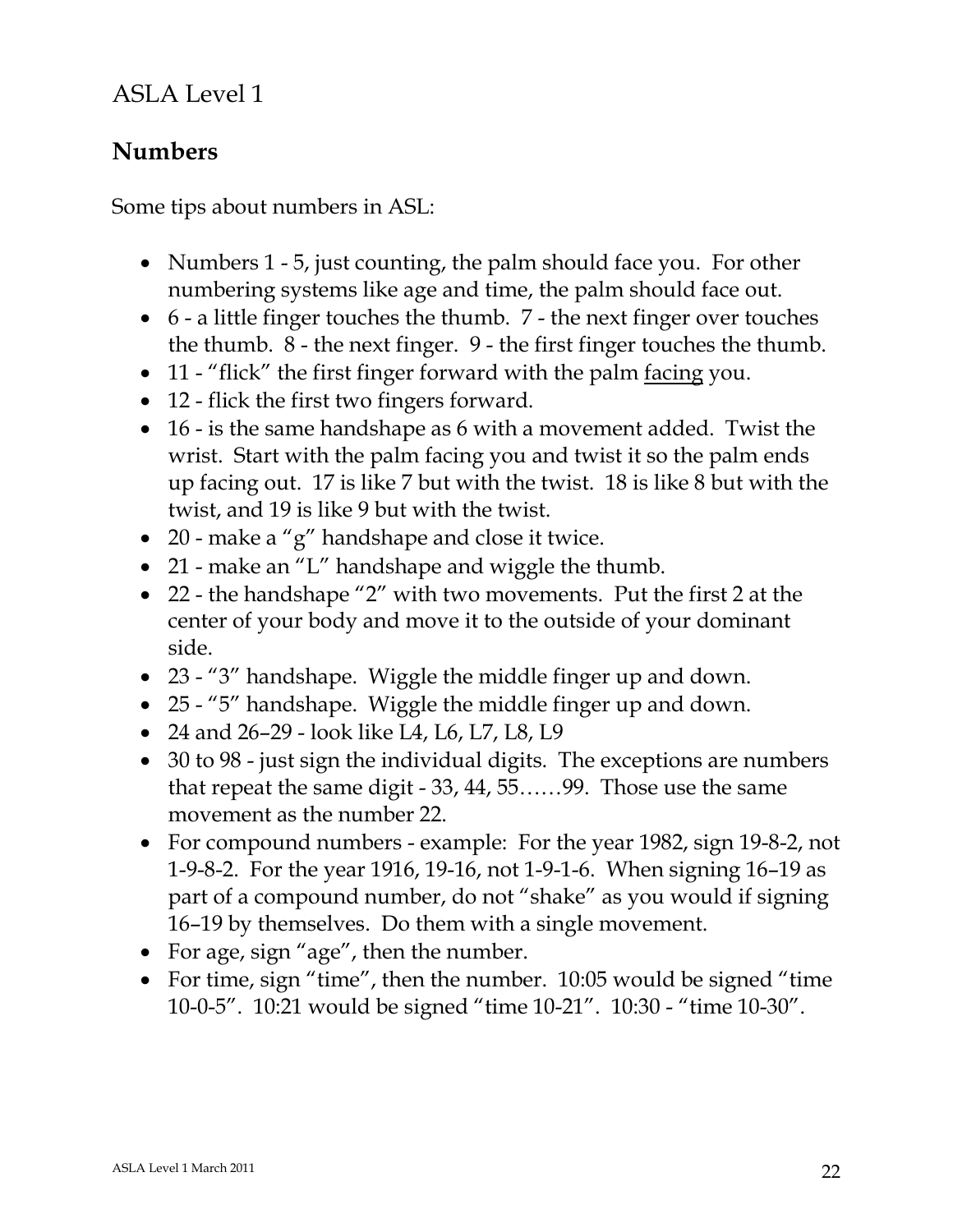ASLA Level 1

## Numbers

Some tips about numbers in ASL:

- Numbers 1 - 5, just counting, the palm should face you. For other numbering systems like age and time, the palm should face out.
- 6 - a little finger touches the thumb. 7 - the next finger over touches the thumb. 8 - the next finger. 9 - the first finger touches the thumb.
- 11 - "flick" the first finger forward with the palm <u>facing</u> you.
- 12 - flick the first two fingers forward.
- 16 - is the same handshape as 6 with a movement added. Twist the wrist. Start with the palm facing you and twist it so the palm ends up facing out. 17 is like 7 but with the twist. 18 is like 8 but with the twist, and 19 is like 9 but with the twist.
- 20 - make a "g" handshape and close it twice.
- 21 - make an "L" handshape and wiggle the thumb.
- 22 - the handshape "2" with two movements. Put the first 2 at the center of your body and move it to the outside of your dominant side.
- 23 - "3" handshape. Wiggle the middle finger up and down.
- 25 - "5" handshape. Wiggle the middle finger up and down.
- 24 and 26–29 - look like L4, L6, L7, L8, L9
- 30 to 98 - just sign the individual digits. The exceptions are numbers that repeat the same digit - 33, 44, 55……99. Those use the same movement as the number 22.
- For compound numbers - example: For the year 1982, sign 19-8-2, not 1-9-8-2. For the year 1916, 19-16, not 1-9-1-6. When signing 16–19 as part of a compound number, do not "shake" as you would if signing 16–19 by themselves. Do them with a single movement.
- For age, sign "age", then the number.
- For time, sign "time", then the number. 10:05 would be signed "time 10-0-5". 10:21 would be signed "time 10-21". 10:30 - "time 10-30".